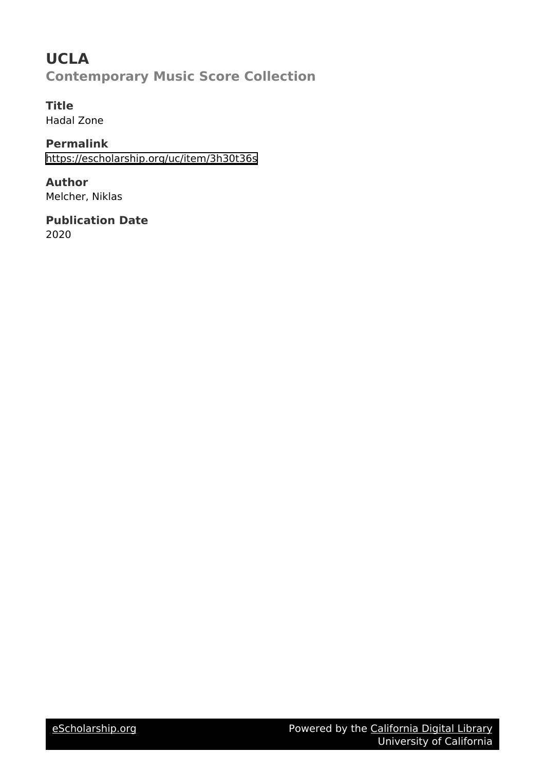# UCLA

## Contemporary Music Score Collection

### Title
Hadal Zone

### Permalink
https://escholarship.org/uc/item/3h30t36s

### Author
Melcher, Niklas

### Publication Date
2020

eScholarship.org | Powered by the California Digital Library University of California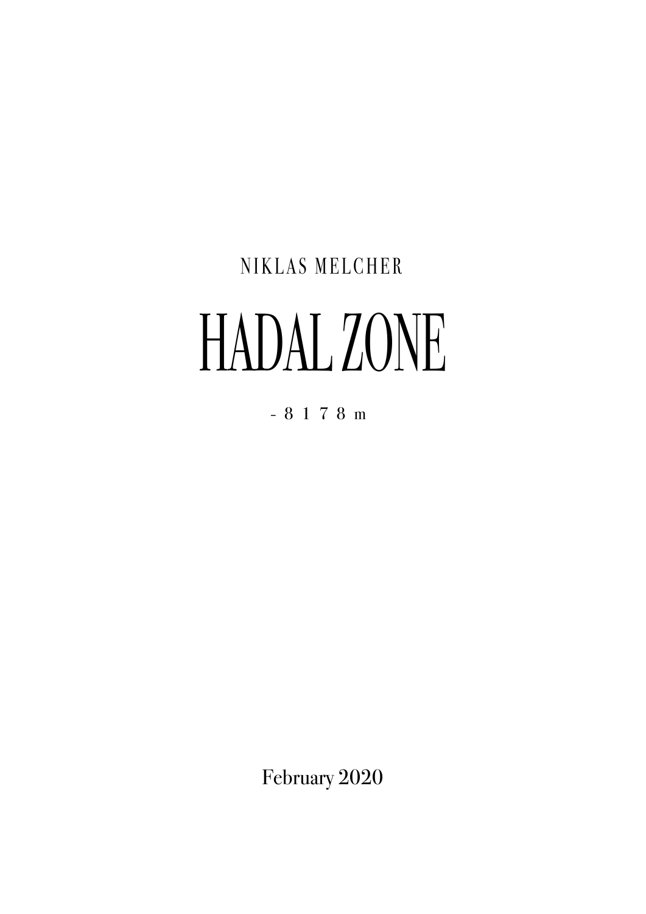NIKLAS MELCHER

# HADAL ZONE

- 8 1 7 8 m

February 2020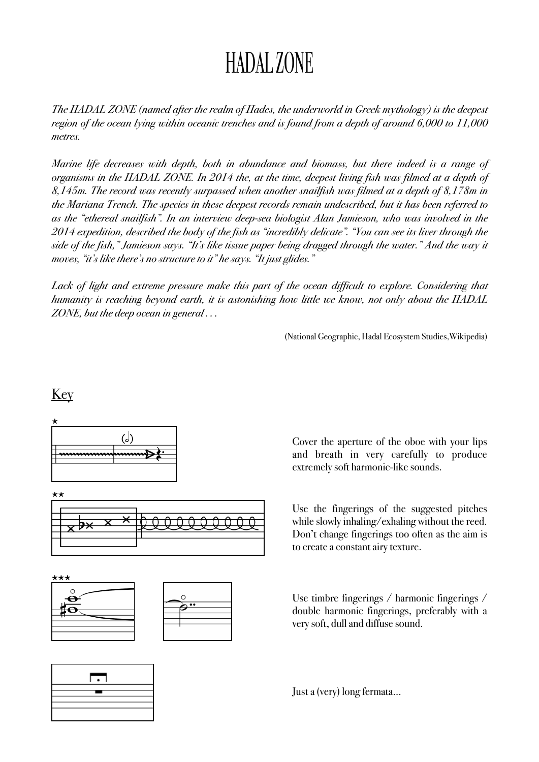# HADAL ZONE

*The HADAL ZONE (named after the realm of Hades, the underworld in Greek mythology) is the deepest region of the ocean lying within oceanic trenches and is found from a depth of around 6,000 to 11,000 metres.*

*Marine life decreases with depth, both in abundance and biomass, but there indeed is a range of organisms in the HADAL ZONE. In 2014 the, at the time, deepest living fish was filmed at a depth of 8,145m. The record was recently surpassed when another snailfish was filmed at a depth of 8,178m in the Mariana Trench. The species in these deepest records remain undescribed, but it has been referred to as the "ethereal snailfish". In an interview deep-sea biologist Alan Jamieson, who was involved in the 2014 expedition, described the body of the fish as "incredibly delicate". "You can see its liver through the side of the fish," Jamieson says. "It's like tissue paper being dragged through the water." And the way it moves, "it's like there's no structure to it" he says. "It just glides."*

*Lack of light and extreme pressure make this part of the ocean difficult to explore. Considering that humanity is reaching beyond earth, it is astonishing how little we know, not only about the HADAL ZONE, but the deep ocean in general . . .*

(National Geographic, Hadal Ecosystem Studies, Wikipedia)

## Key

★ Cover the aperture of the oboe with your lips and breath in very carefully to produce extremely soft harmonic-like sounds.

★★ Use the fingerings of the suggested pitches while slowly inhaling/exhaling without the reed. Don't change fingerings too often as the aim is to create a constant airy texture.

★★★ Use timbre fingerings / harmonic fingerings / double harmonic fingerings, preferably with a very soft, dull and diffuse sound.

Just a (very) long fermata...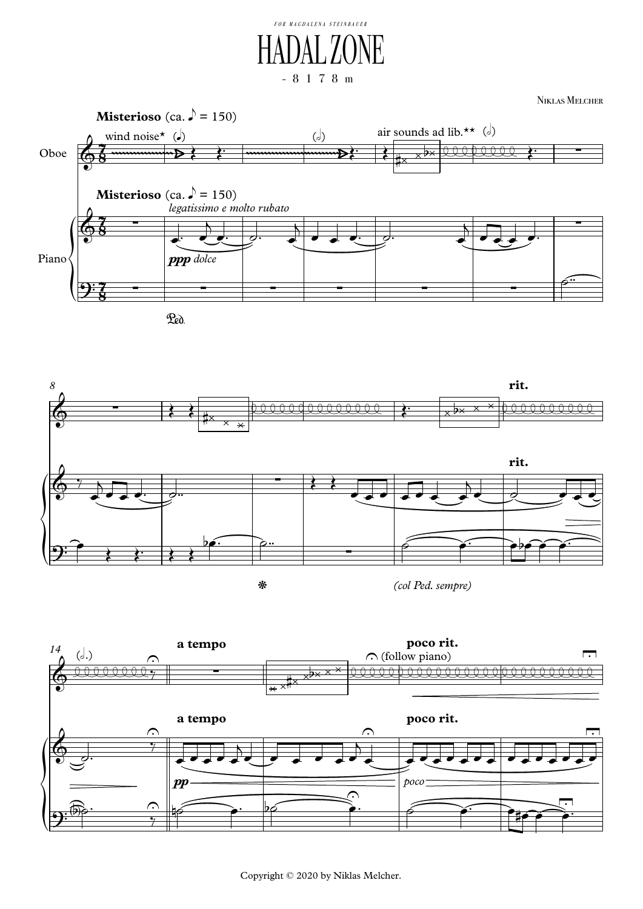FOR MAGDALENA STEINBAUER

# HADAL ZONE

-8178 m

Niklas Melcher

**Misterioso** (ca. ♪ = 150)

Oboe: wind noise* — air sounds ad lib.**

Piano: *legatissimo e molto rubato* — ***ppp*** *dolce*

Ped. — *(col Ped. sempre)*

**rit.** — **a tempo** — **poco rit.**

(follow piano)

*pp* — *poco*

Copyright © 2020 by Niklas Melcher.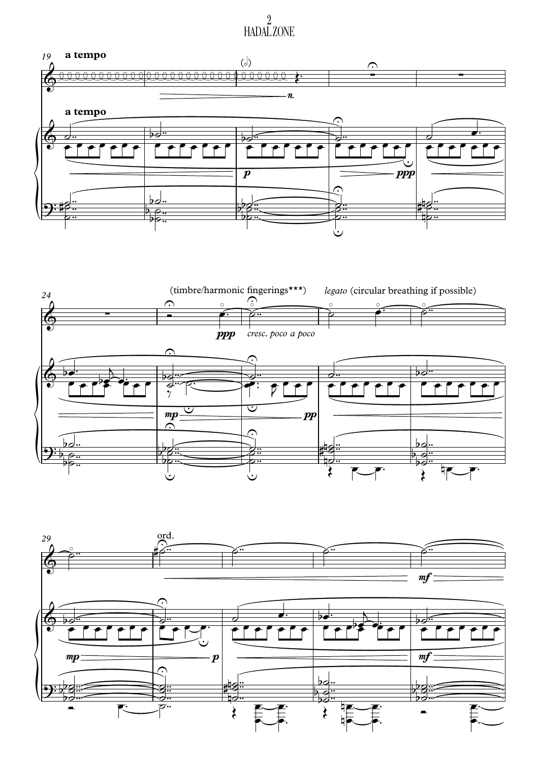# HADAL ZONE

a tempo

a tempo

(timbre/harmonic fingerings***)

*legato* (circular breathing if possible)

*cresc. poco a poco*

ord.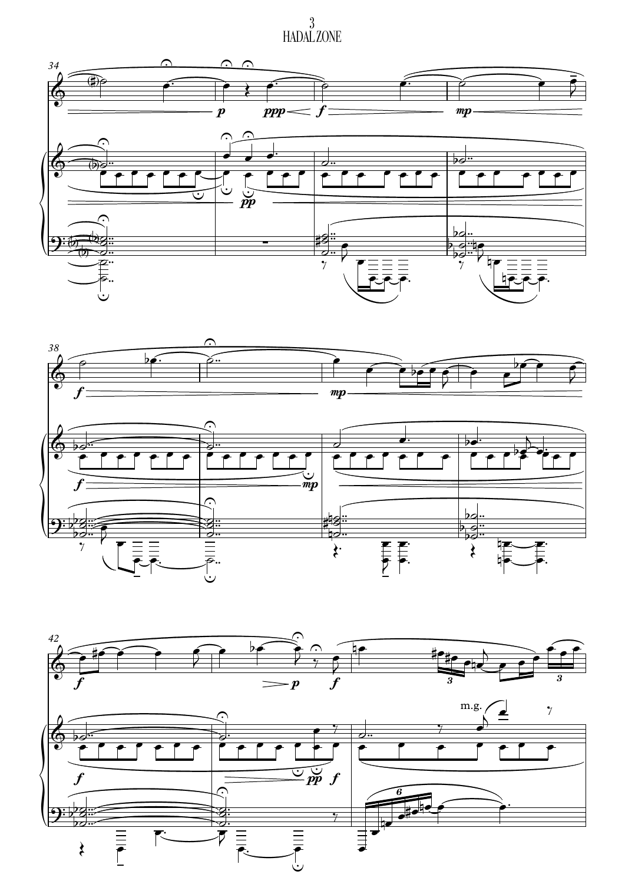# HADAL ZONE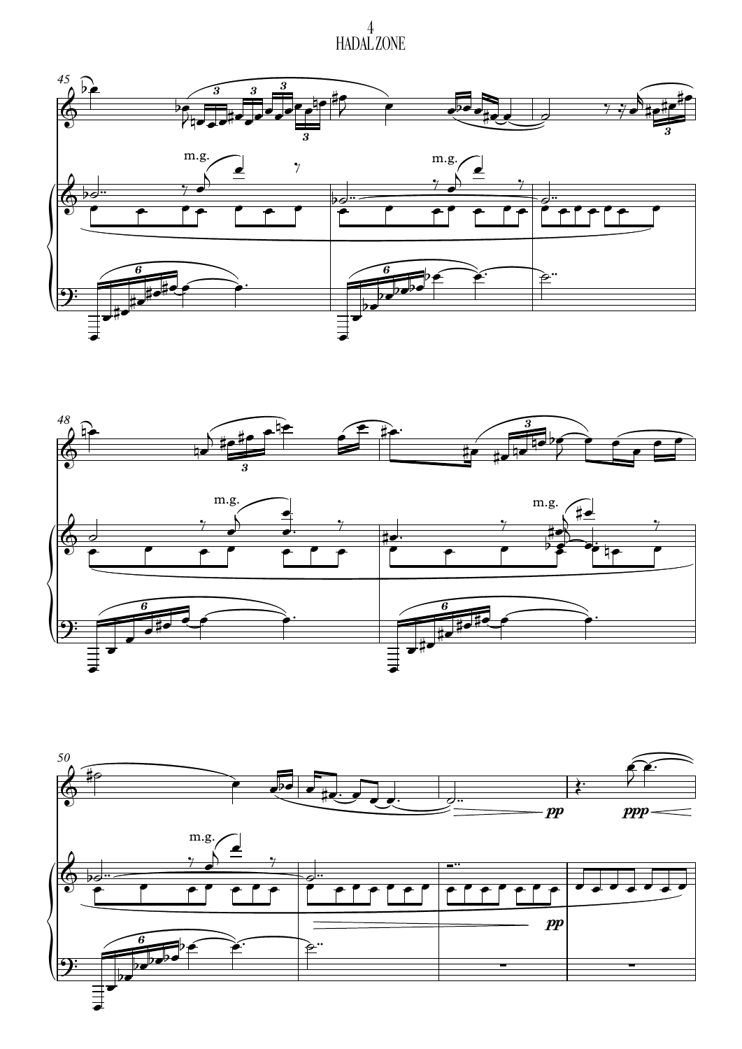# HADAL ZONE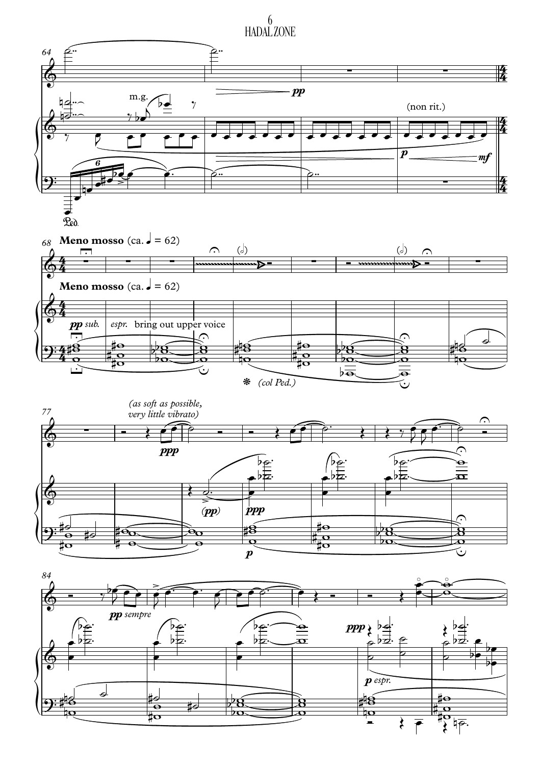m.g.

(non rit.)

**Meno mosso** (ca. ♩ = 62)

*pp sub.* *espr.* bring out upper voice

❋ *(col Ped.)*

*(as soft as possible, very little vibrato)*

*pp sempre*

*p espr.*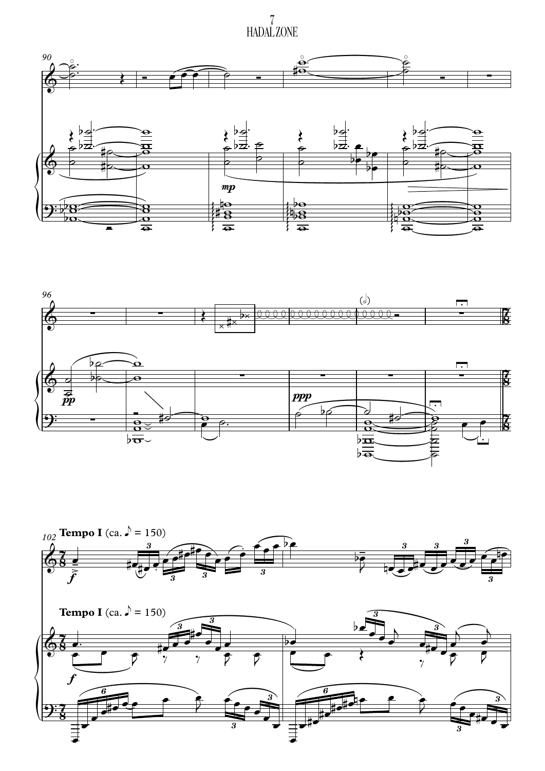**Tempo I** (ca. ♪ = 150)

**Tempo I** (ca. ♪ = 150)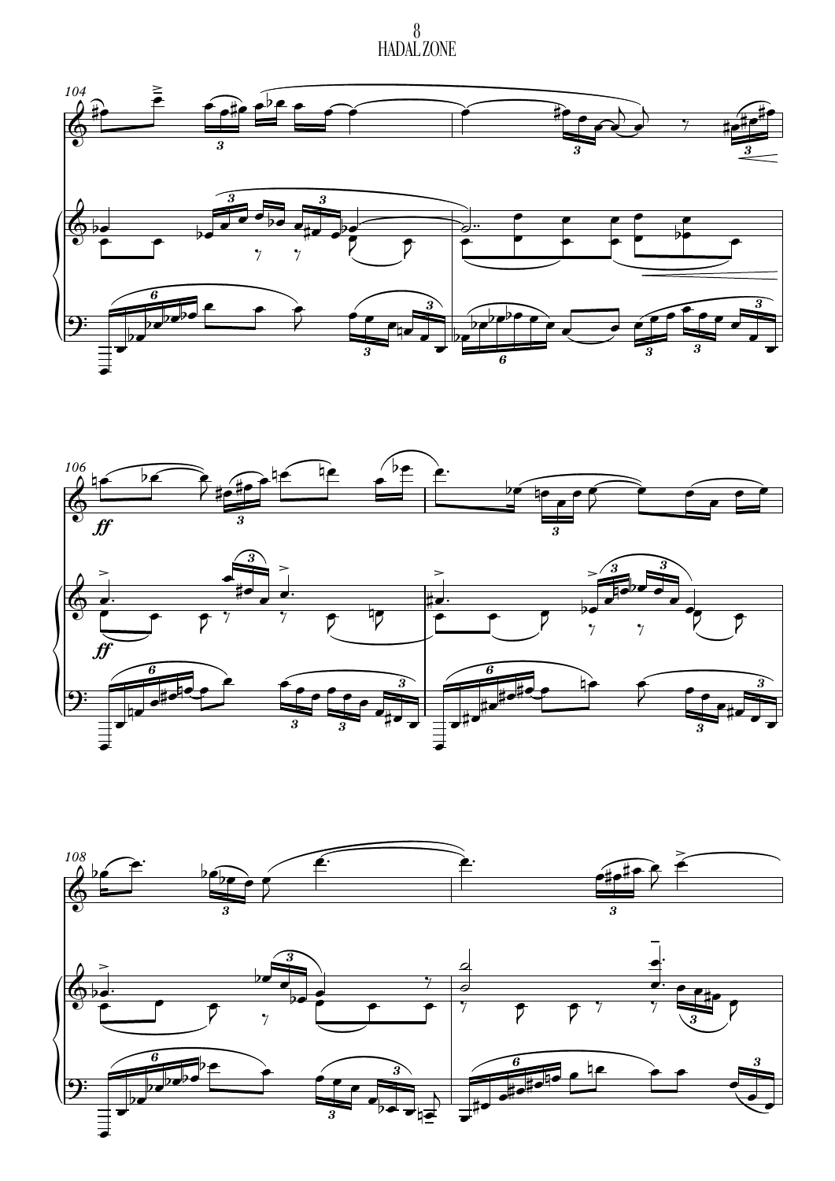HADAL ZONE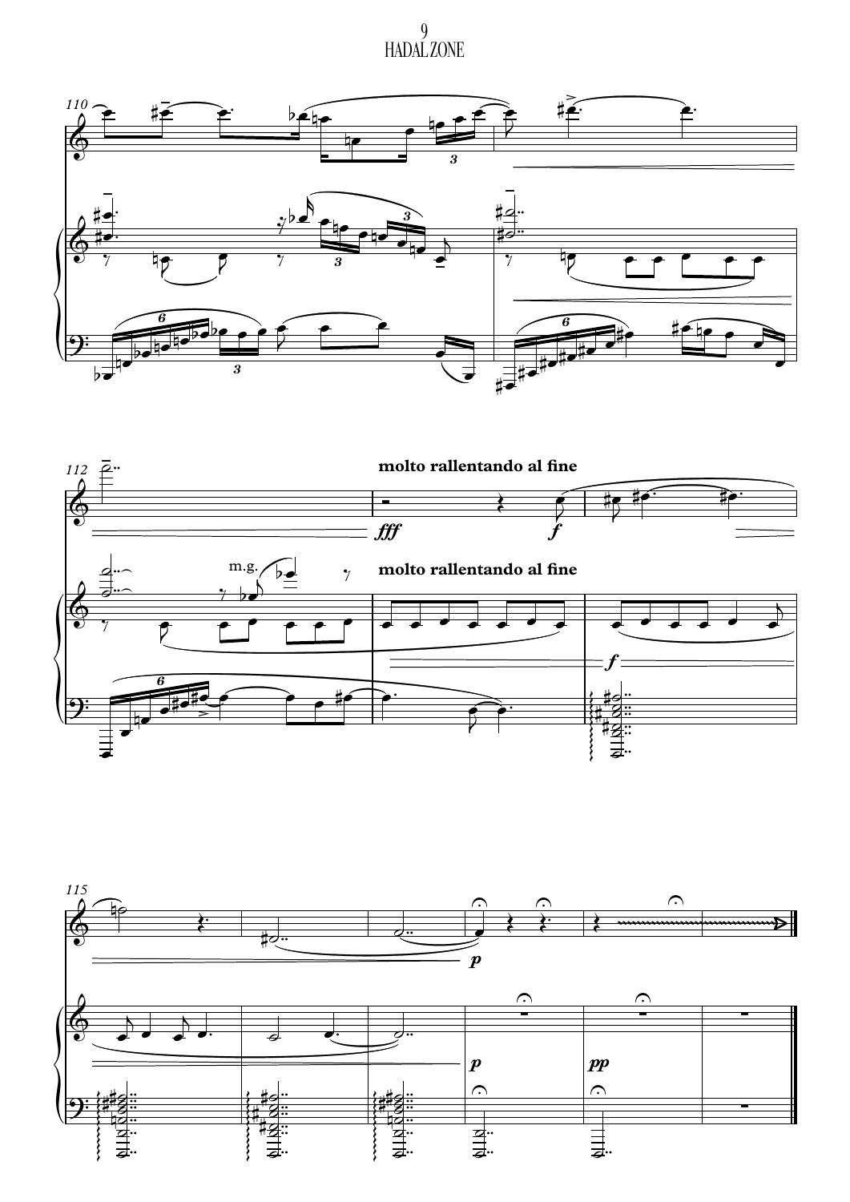molto rallentando al fine

m.g.

molto rallentando al fine